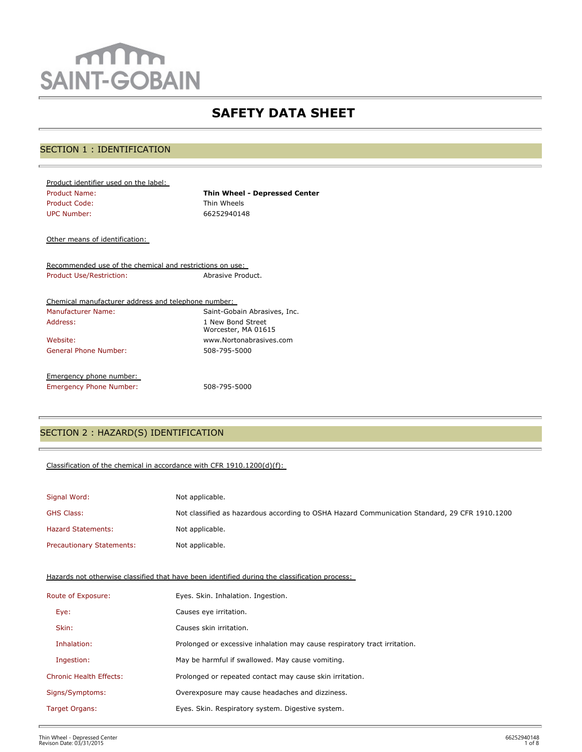SAINT-GOBAIN

# SAFETY DATA SHEET

## SECTION 1 : IDENTIFICATION

Product identifier used on the label:

| | |
|---|---|
| Product Name: | **Thin Wheel - Depressed Center** |
| Product Code: | Thin Wheels |
| UPC Number: | 66252940148 |

Other means of identification:

Recommended use of the chemical and restrictions on use:

| | |
|---|---|
| Product Use/Restriction: | Abrasive Product. |

Chemical manufacturer address and telephone number:

| | |
|---|---|
| Manufacturer Name: | Saint-Gobain Abrasives, Inc. |
| Address: | 1 New Bond Street<br>Worcester, MA 01615 |
| Website: | www.Nortonabrasives.com |
| General Phone Number: | 508-795-5000 |

Emergency phone number:

| | |
|---|---|
| Emergency Phone Number: | 508-795-5000 |

## SECTION 2 : HAZARD(S) IDENTIFICATION

Classification of the chemical in accordance with CFR 1910.1200(d)(f):

| | |
|---|---|
| Signal Word: | Not applicable. |
| GHS Class: | Not classified as hazardous according to OSHA Hazard Communication Standard, 29 CFR 1910.1200 |
| Hazard Statements: | Not applicable. |
| Precautionary Statements: | Not applicable. |

Hazards not otherwise classified that have been identified during the classification process:

| | |
|---|---|
| Route of Exposure: | Eyes. Skin. Inhalation. Ingestion. |
| Eye: | Causes eye irritation. |
| Skin: | Causes skin irritation. |
| Inhalation: | Prolonged or excessive inhalation may cause respiratory tract irritation. |
| Ingestion: | May be harmful if swallowed. May cause vomiting. |
| Chronic Health Effects: | Prolonged or repeated contact may cause skin irritation. |
| Signs/Symptoms: | Overexposure may cause headaches and dizziness. |
| Target Organs: | Eyes. Skin. Respiratory system. Digestive system. |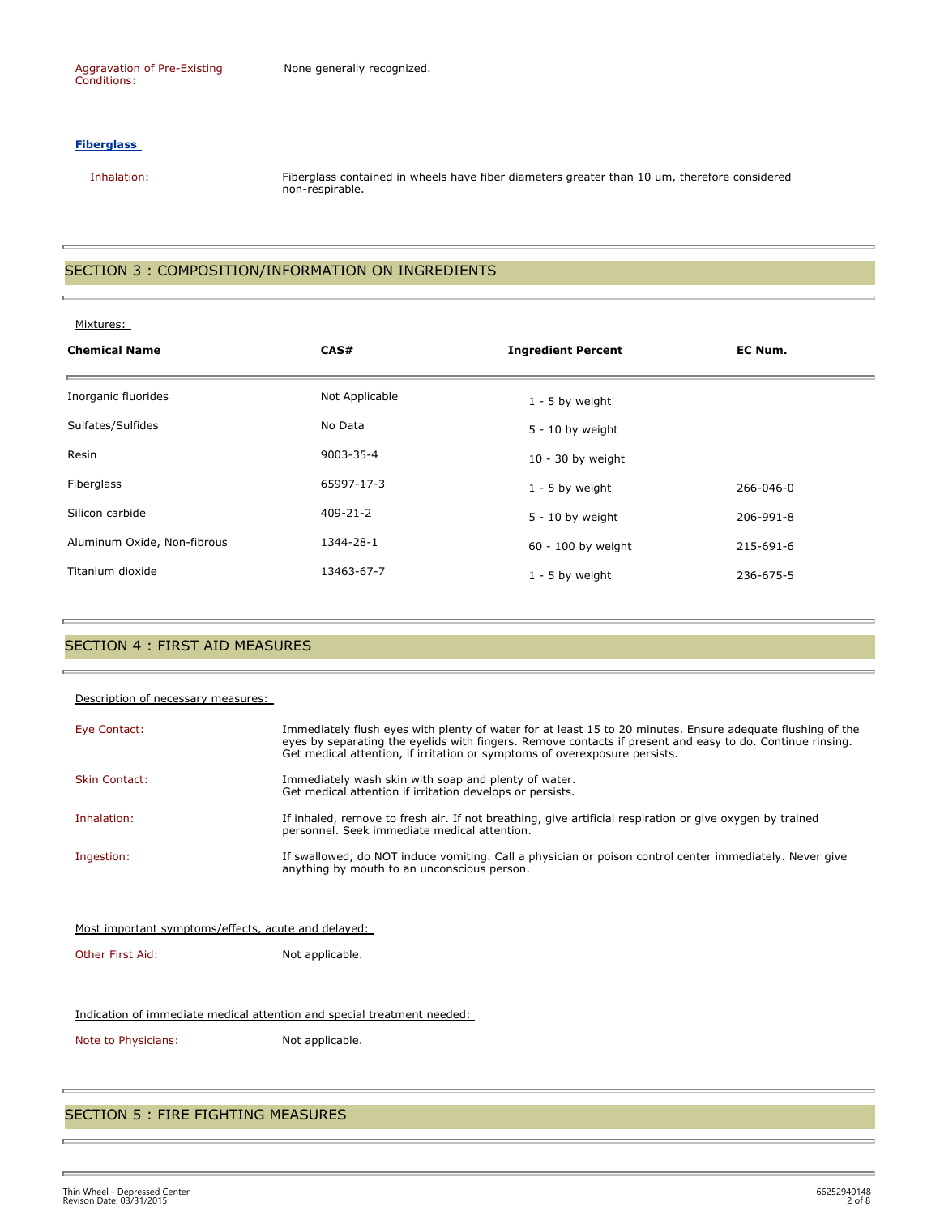Aggravation of Pre-Existing Conditions: None generally recognized.

**Fiberglass**

Inhalation: Fiberglass contained in wheels have fiber diameters greater than 10 um, therefore considered non-respirable.

## SECTION 3 : COMPOSITION/INFORMATION ON INGREDIENTS

Mixtures:

| Chemical Name | CAS# | Ingredient Percent | EC Num. |
|---|---|---|---|
| Inorganic fluorides | Not Applicable | 1 - 5 by weight | |
| Sulfates/Sulfides | No Data | 5 - 10 by weight | |
| Resin | 9003-35-4 | 10 - 30 by weight | |
| Fiberglass | 65997-17-3 | 1 - 5 by weight | 266-046-0 |
| Silicon carbide | 409-21-2 | 5 - 10 by weight | 206-991-8 |
| Aluminum Oxide, Non-fibrous | 1344-28-1 | 60 - 100 by weight | 215-691-6 |
| Titanium dioxide | 13463-67-7 | 1 - 5 by weight | 236-675-5 |

## SECTION 4 : FIRST AID MEASURES

Description of necessary measures:

Eye Contact: Immediately flush eyes with plenty of water for at least 15 to 20 minutes. Ensure adequate flushing of the eyes by separating the eyelids with fingers. Remove contacts if present and easy to do. Continue rinsing. Get medical attention, if irritation or symptoms of overexposure persists.

Skin Contact: Immediately wash skin with soap and plenty of water. Get medical attention if irritation develops or persists.

Inhalation: If inhaled, remove to fresh air. If not breathing, give artificial respiration or give oxygen by trained personnel. Seek immediate medical attention.

Ingestion: If swallowed, do NOT induce vomiting. Call a physician or poison control center immediately. Never give anything by mouth to an unconscious person.

Most important symptoms/effects, acute and delayed:

Other First Aid: Not applicable.

Indication of immediate medical attention and special treatment needed:

Note to Physicians: Not applicable.

## SECTION 5 : FIRE FIGHTING MEASURES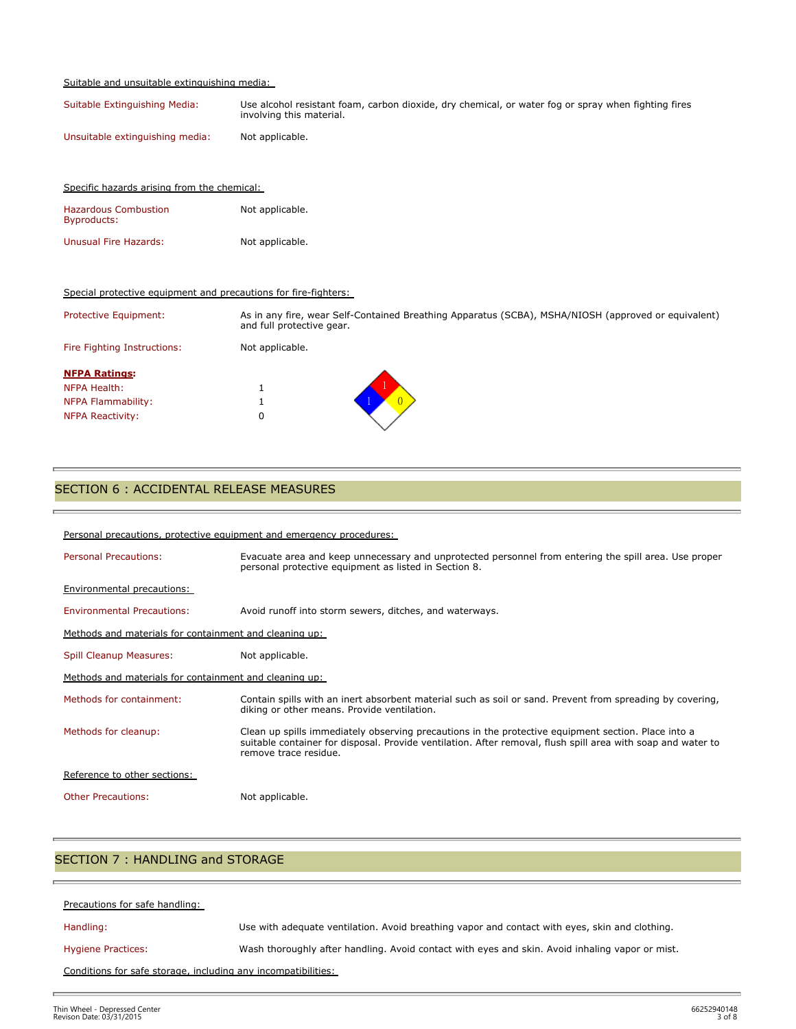Suitable and unsuitable extinguishing media:

| | |
|---|---|
| Suitable Extinguishing Media: | Use alcohol resistant foam, carbon dioxide, dry chemical, or water fog or spray when fighting fires involving this material. |
| Unsuitable extinguishing media: | Not applicable. |

Specific hazards arising from the chemical:

| | |
|---|---|
| Hazardous Combustion Byproducts: | Not applicable. |
| Unusual Fire Hazards: | Not applicable. |

Special protective equipment and precautions for fire-fighters:

| | |
|---|---|
| Protective Equipment: | As in any fire, wear Self-Contained Breathing Apparatus (SCBA), MSHA/NIOSH (approved or equivalent) and full protective gear. |
| Fire Fighting Instructions: | Not applicable. |

**NFPA Ratings:**

| | |
|---|---|
| NFPA Health: | 1 |
| NFPA Flammability: | 1 |
| NFPA Reactivity: | 0 |

## SECTION 6 : ACCIDENTAL RELEASE MEASURES

Personal precautions, protective equipment and emergency procedures:

| | |
|---|---|
| Personal Precautions: | Evacuate area and keep unnecessary and unprotected personnel from entering the spill area. Use proper personal protective equipment as listed in Section 8. |

Environmental precautions:

| | |
|---|---|
| Environmental Precautions: | Avoid runoff into storm sewers, ditches, and waterways. |

Methods and materials for containment and cleaning up:

| | |
|---|---|
| Spill Cleanup Measures: | Not applicable. |

Methods and materials for containment and cleaning up:

| | |
|---|---|
| Methods for containment: | Contain spills with an inert absorbent material such as soil or sand. Prevent from spreading by covering, diking or other means. Provide ventilation. |
| Methods for cleanup: | Clean up spills immediately observing precautions in the protective equipment section. Place into a suitable container for disposal. Provide ventilation. After removal, flush spill area with soap and water to remove trace residue. |

Reference to other sections:

| | |
|---|---|
| Other Precautions: | Not applicable. |

## SECTION 7 : HANDLING and STORAGE

Precautions for safe handling:

| | |
|---|---|
| Handling: | Use with adequate ventilation. Avoid breathing vapor and contact with eyes, skin and clothing. |
| Hygiene Practices: | Wash thoroughly after handling. Avoid contact with eyes and skin. Avoid inhaling vapor or mist. |

Conditions for safe storage, including any incompatibilities: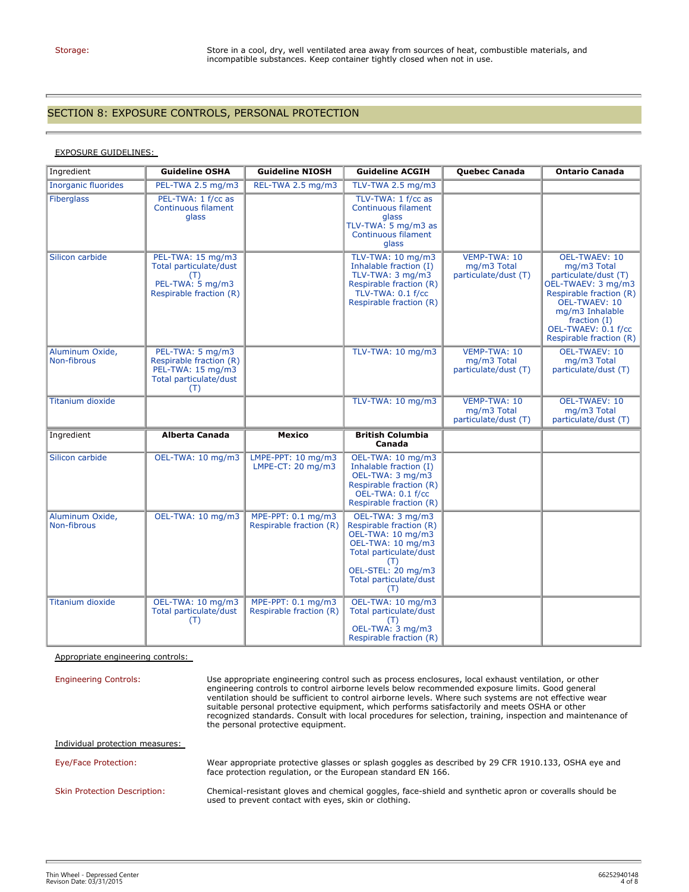Storage: Store in a cool, dry, well ventilated area away from sources of heat, combustible materials, and incompatible substances. Keep container tightly closed when not in use.

## SECTION 8: EXPOSURE CONTROLS, PERSONAL PROTECTION

EXPOSURE GUIDELINES:

| Ingredient | Guideline OSHA | Guideline NIOSH | Guideline ACGIH | Quebec Canada | Ontario Canada |
|---|---|---|---|---|---|
| Inorganic fluorides | PEL-TWA 2.5 mg/m3 | REL-TWA 2.5 mg/m3 | TLV-TWA 2.5 mg/m3 | | |
| Fiberglass | PEL-TWA: 1 f/cc as Continuous filament glass | | TLV-TWA: 1 f/cc as Continuous filament glass<br>TLV-TWA: 5 mg/m3 as Continuous filament glass | | |
| Silicon carbide | PEL-TWA: 15 mg/m3 Total particulate/dust (T)<br>PEL-TWA: 5 mg/m3 Respirable fraction (R) | | TLV-TWA: 10 mg/m3 Inhalable fraction (I)<br>TLV-TWA: 3 mg/m3 Respirable fraction (R)<br>TLV-TWA: 0.1 f/cc Respirable fraction (R) | VEMP-TWA: 10 mg/m3 Total particulate/dust (T) | OEL-TWAEV: 10 mg/m3 Total particulate/dust (T)<br>OEL-TWAEV: 3 mg/m3 Respirable fraction (R)<br>OEL-TWAEV: 10 mg/m3 Inhalable fraction (I)<br>OEL-TWAEV: 0.1 f/cc Respirable fraction (R) |
| Aluminum Oxide, Non-fibrous | PEL-TWA: 5 mg/m3 Respirable fraction (R)<br>PEL-TWA: 15 mg/m3 Total particulate/dust (T) | | TLV-TWA: 10 mg/m3 | VEMP-TWA: 10 mg/m3 Total particulate/dust (T) | OEL-TWAEV: 10 mg/m3 Total particulate/dust (T) |
| Titanium dioxide | | | TLV-TWA: 10 mg/m3 | VEMP-TWA: 10 mg/m3 Total particulate/dust (T) | OEL-TWAEV: 10 mg/m3 Total particulate/dust (T) |
| **Ingredient** | **Alberta Canada** | **Mexico** | **British Columbia Canada** | | |
| Silicon carbide | OEL-TWA: 10 mg/m3 | LMPE-PPT: 10 mg/m3<br>LMPE-CT: 20 mg/m3 | OEL-TWA: 10 mg/m3 Inhalable fraction (I)<br>OEL-TWA: 3 mg/m3 Respirable fraction (R)<br>OEL-TWA: 0.1 f/cc Respirable fraction (R) | | |
| Aluminum Oxide, Non-fibrous | OEL-TWA: 10 mg/m3 | MPE-PPT: 0.1 mg/m3 Respirable fraction (R) | OEL-TWA: 3 mg/m3 Respirable fraction (R)<br>OEL-TWA: 10 mg/m3<br>OEL-TWA: 10 mg/m3 Total particulate/dust (T)<br>OEL-STEL: 20 mg/m3 Total particulate/dust (T) | | |
| Titanium dioxide | OEL-TWA: 10 mg/m3 Total particulate/dust (T) | MPE-PPT: 0.1 mg/m3 Respirable fraction (R) | OEL-TWA: 10 mg/m3 Total particulate/dust (T)<br>OEL-TWA: 3 mg/m3 Respirable fraction (R) | | |

Appropriate engineering controls:

Engineering Controls: Use appropriate engineering control such as process enclosures, local exhaust ventilation, or other engineering controls to control airborne levels below recommended exposure limits. Good general ventilation should be sufficient to control airborne levels. Where such systems are not effective wear suitable personal protective equipment, which performs satisfactorily and meets OSHA or other recognized standards. Consult with local procedures for selection, training, inspection and maintenance of the personal protective equipment.

Individual protection measures:

Eye/Face Protection: Wear appropriate protective glasses or splash goggles as described by 29 CFR 1910.133, OSHA eye and face protection regulation, or the European standard EN 166.

Skin Protection Description: Chemical-resistant gloves and chemical goggles, face-shield and synthetic apron or coveralls should be used to prevent contact with eyes, skin or clothing.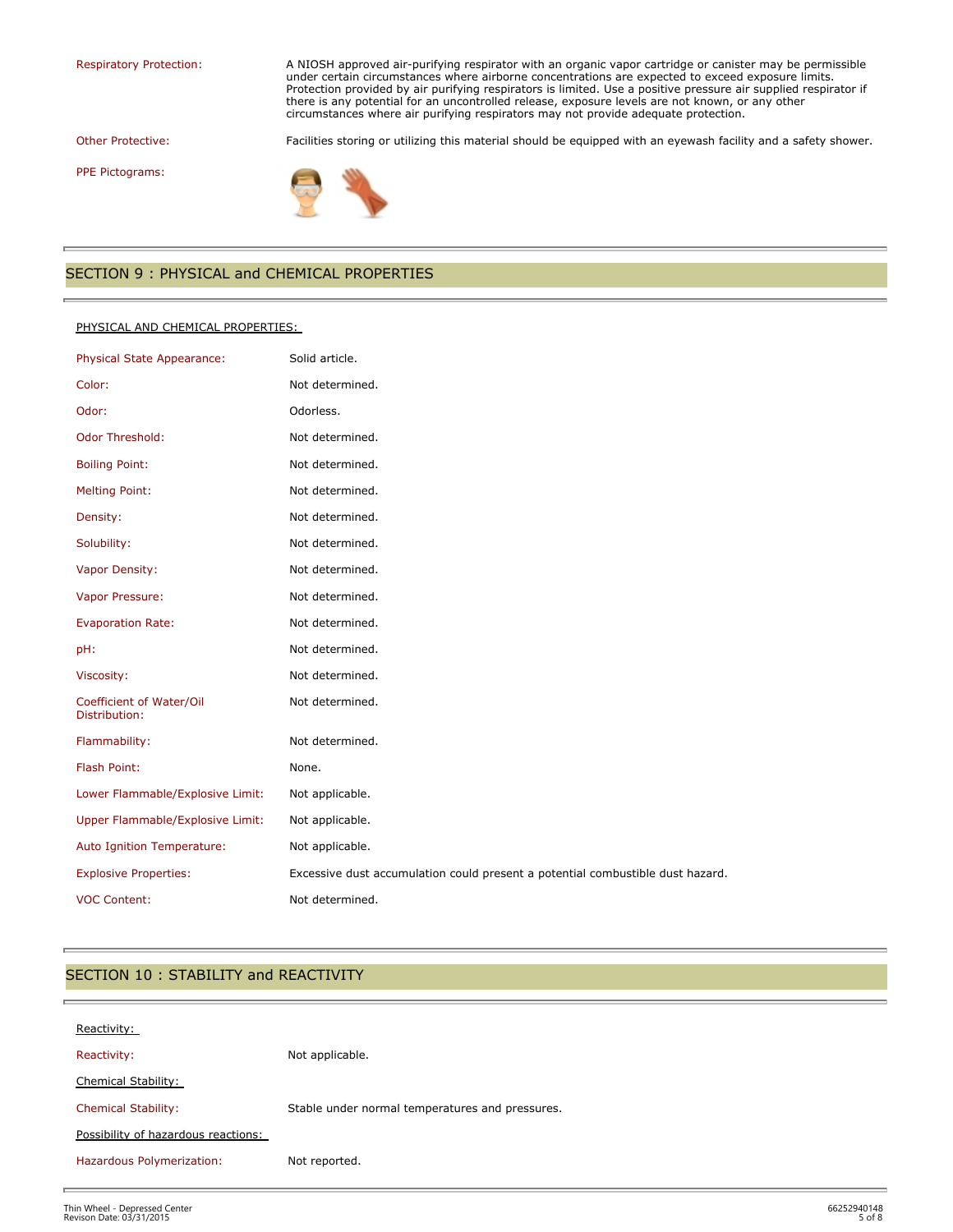| | |
|---|---|
| Respiratory Protection: | A NIOSH approved air-purifying respirator with an organic vapor cartridge or canister may be permissible under certain circumstances where airborne concentrations are expected to exceed exposure limits. Protection provided by air purifying respirators is limited. Use a positive pressure air supplied respirator if there is any potential for an uncontrolled release, exposure levels are not known, or any other circumstances where air purifying respirators may not provide adequate protection. |
| Other Protective: | Facilities storing or utilizing this material should be equipped with an eyewash facility and a safety shower. |
| PPE Pictograms: | |

## SECTION 9 : PHYSICAL and CHEMICAL PROPERTIES

PHYSICAL AND CHEMICAL PROPERTIES:

| | |
|---|---|
| Physical State Appearance: | Solid article. |
| Color: | Not determined. |
| Odor: | Odorless. |
| Odor Threshold: | Not determined. |
| Boiling Point: | Not determined. |
| Melting Point: | Not determined. |
| Density: | Not determined. |
| Solubility: | Not determined. |
| Vapor Density: | Not determined. |
| Vapor Pressure: | Not determined. |
| Evaporation Rate: | Not determined. |
| pH: | Not determined. |
| Viscosity: | Not determined. |
| Coefficient of Water/Oil Distribution: | Not determined. |
| Flammability: | Not determined. |
| Flash Point: | None. |
| Lower Flammable/Explosive Limit: | Not applicable. |
| Upper Flammable/Explosive Limit: | Not applicable. |
| Auto Ignition Temperature: | Not applicable. |
| Explosive Properties: | Excessive dust accumulation could present a potential combustible dust hazard. |
| VOC Content: | Not determined. |

## SECTION 10 : STABILITY and REACTIVITY

Reactivity:

| | |
|---|---|
| Reactivity: | Not applicable. |

Chemical Stability:

| | |
|---|---|
| Chemical Stability: | Stable under normal temperatures and pressures. |

Possibility of hazardous reactions:

| | |
|---|---|
| Hazardous Polymerization: | Not reported. |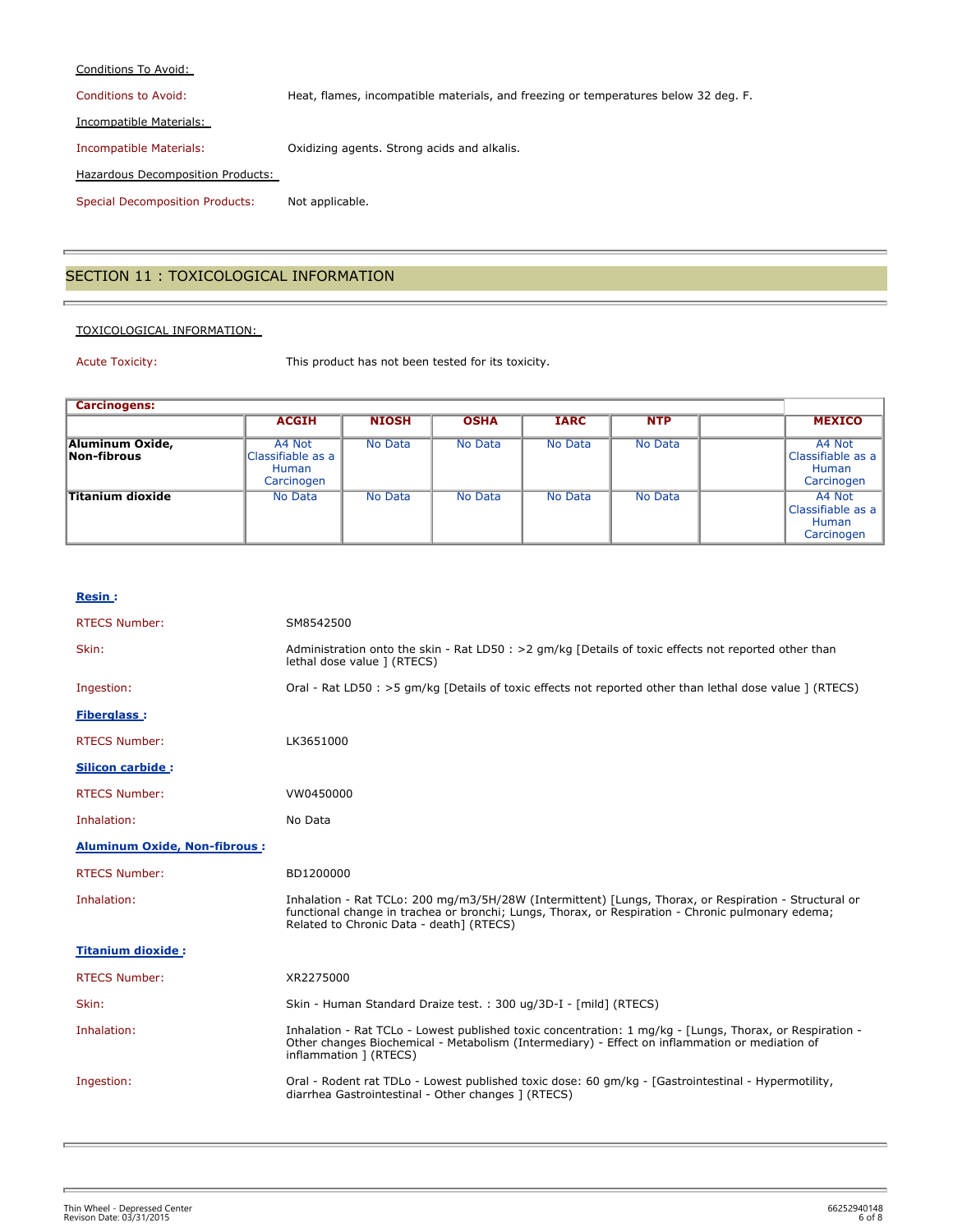Conditions To Avoid:

Conditions to Avoid: Heat, flames, incompatible materials, and freezing or temperatures below 32 deg. F.

Incompatible Materials:

Incompatible Materials: Oxidizing agents. Strong acids and alkalis.

Hazardous Decomposition Products:

Special Decomposition Products: Not applicable.

## SECTION 11 : TOXICOLOGICAL INFORMATION

TOXICOLOGICAL INFORMATION:

Acute Toxicity: This product has not been tested for its toxicity.

| Carcinogens: | ACGIH | NIOSH | OSHA | IARC | NTP | | MEXICO |
|---|---|---|---|---|---|---|---|
| **Aluminum Oxide, Non-fibrous** | A4 Not Classifiable as a Human Carcinogen | No Data | No Data | No Data | No Data | | A4 Not Classifiable as a Human Carcinogen |
| **Titanium dioxide** | No Data | No Data | No Data | No Data | No Data | | A4 Not Classifiable as a Human Carcinogen |

**Resin :**

RTECS Number: SM8542500

Skin: Administration onto the skin - Rat LD50 : >2 gm/kg [Details of toxic effects not reported other than lethal dose value ] (RTECS)

Ingestion: Oral - Rat LD50 : >5 gm/kg [Details of toxic effects not reported other than lethal dose value ] (RTECS)

**Fiberglass :**

RTECS Number: LK3651000

**Silicon carbide :**

RTECS Number: VW0450000

Inhalation: No Data

**Aluminum Oxide, Non-fibrous :**

RTECS Number: BD1200000

Inhalation: Inhalation - Rat TCLo: 200 mg/m3/5H/28W (Intermittent) [Lungs, Thorax, or Respiration - Structural or functional change in trachea or bronchi; Lungs, Thorax, or Respiration - Chronic pulmonary edema; Related to Chronic Data - death] (RTECS)

**Titanium dioxide :**

RTECS Number: XR2275000

Skin: Skin - Human Standard Draize test. : 300 ug/3D-I - [mild] (RTECS)

Inhalation: Inhalation - Rat TCLo - Lowest published toxic concentration: 1 mg/kg - [Lungs, Thorax, or Respiration - Other changes Biochemical - Metabolism (Intermediary) - Effect on inflammation or mediation of inflammation ] (RTECS)

Ingestion: Oral - Rodent rat TDLo - Lowest published toxic dose: 60 gm/kg - [Gastrointestinal - Hypermotility, diarrhea Gastrointestinal - Other changes ] (RTECS)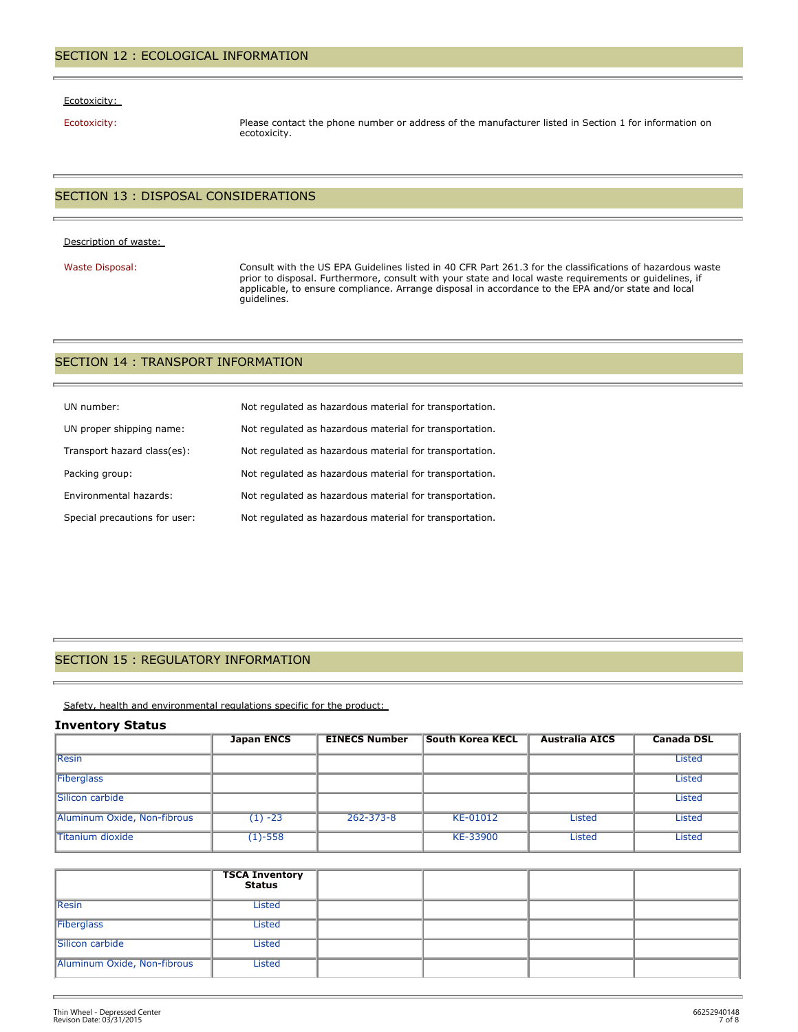## SECTION 12 : ECOLOGICAL INFORMATION

Ecotoxicity:

Ecotoxicity: Please contact the phone number or address of the manufacturer listed in Section 1 for information on ecotoxicity.

## SECTION 13 : DISPOSAL CONSIDERATIONS

Description of waste:

Waste Disposal: Consult with the US EPA Guidelines listed in 40 CFR Part 261.3 for the classifications of hazardous waste prior to disposal. Furthermore, consult with your state and local waste requirements or guidelines, if applicable, to ensure compliance. Arrange disposal in accordance to the EPA and/or state and local guidelines.

## SECTION 14 : TRANSPORT INFORMATION

UN number: Not regulated as hazardous material for transportation.

UN proper shipping name: Not regulated as hazardous material for transportation.

Transport hazard class(es): Not regulated as hazardous material for transportation.

Packing group: Not regulated as hazardous material for transportation.

Environmental hazards: Not regulated as hazardous material for transportation.

Special precautions for user: Not regulated as hazardous material for transportation.

## SECTION 15 : REGULATORY INFORMATION

Safety, health and environmental regulations specific for the product:

### Inventory Status

| | Japan ENCS | EINECS Number | South Korea KECL | Australia AICS | Canada DSL |
|---|---|---|---|---|---|
| Resin | | | | | Listed |
| Fiberglass | | | | | Listed |
| Silicon carbide | | | | | Listed |
| Aluminum Oxide, Non-fibrous | (1) -23 | 262-373-8 | KE-01012 | Listed | Listed |
| Titanium dioxide | (1)-558 | | KE-33900 | Listed | Listed |

| | TSCA Inventory Status | | | | |
|---|---|---|---|---|---|
| Resin | Listed | | | | |
| Fiberglass | Listed | | | | |
| Silicon carbide | Listed | | | | |
| Aluminum Oxide, Non-fibrous | Listed | | | | |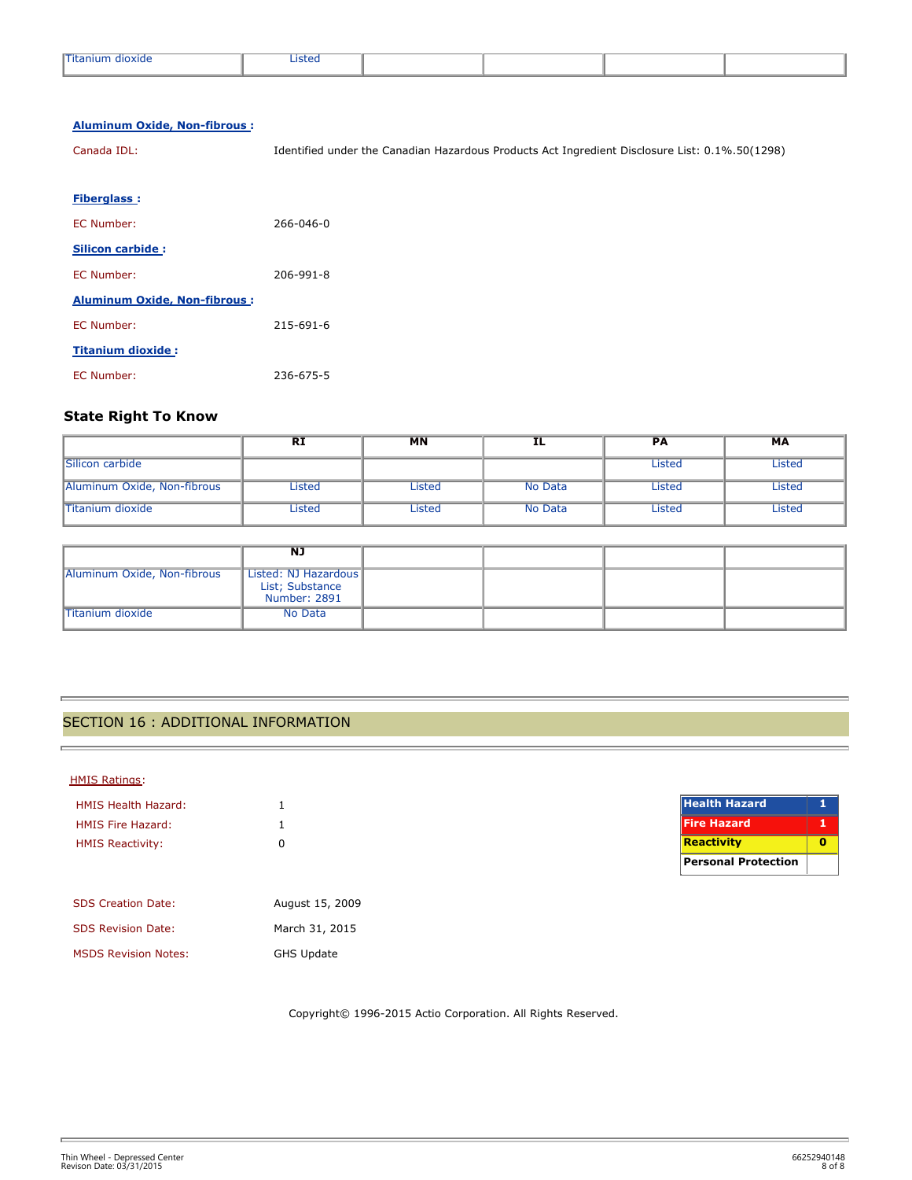| | | | | | |
|---|---|---|---|---|---|
| Titanium dioxide | Listed | | | | |

**Aluminum Oxide, Non-fibrous :**

Canada IDL: Identified under the Canadian Hazardous Products Act Ingredient Disclosure List: 0.1%.50(1298)

**Fiberglass :**

EC Number: 266-046-0

**Silicon carbide :**

EC Number: 206-991-8

**Aluminum Oxide, Non-fibrous :**

EC Number: 215-691-6

**Titanium dioxide :**

EC Number: 236-675-5

### State Right To Know

| | RI | MN | IL | PA | MA |
|---|---|---|---|---|---|
| Silicon carbide | | | | Listed | Listed |
| Aluminum Oxide, Non-fibrous | Listed | Listed | No Data | Listed | Listed |
| Titanium dioxide | Listed | Listed | No Data | Listed | Listed |

| | NJ | | | | |
|---|---|---|---|---|---|
| Aluminum Oxide, Non-fibrous | Listed: NJ Hazardous List; Substance Number: 2891 | | | | |
| Titanium dioxide | No Data | | | | |

## SECTION 16 : ADDITIONAL INFORMATION

HMIS Ratings:

HMIS Health Hazard: 1

HMIS Fire Hazard: 1

HMIS Reactivity: 0

| | |
|---|---|
| Health Hazard | 1 |
| Fire Hazard | 1 |
| Reactivity | 0 |
| Personal Protection | |

SDS Creation Date: August 15, 2009

SDS Revision Date: March 31, 2015

MSDS Revision Notes: GHS Update

Copyright© 1996-2015 Actio Corporation. All Rights Reserved.